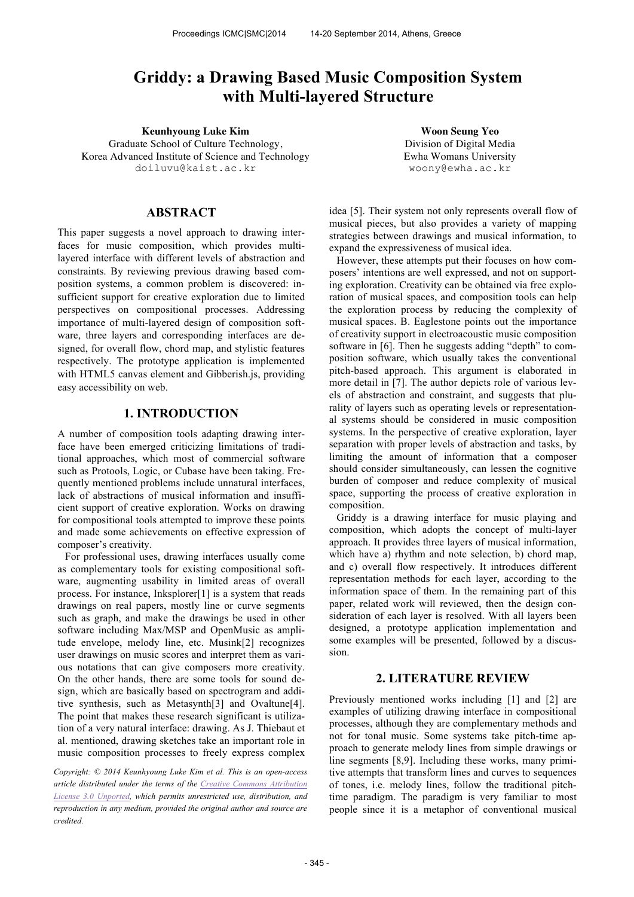# Griddy: a Drawing Based Music Composition System with Multi-layered Structure

**Keunhyoung Luke Kim**
Graduate School of Culture Technology,
Korea Advanced Institute of Science and Technology
doiluvu@kaist.ac.kr

**Woon Seung Yeo**
Division of Digital Media
Ewha Womans University
woony@ewha.ac.kr

## ABSTRACT

This paper suggests a novel approach to drawing interfaces for music composition, which provides multi-layered interface with different levels of abstraction and constraints. By reviewing previous drawing based composition systems, a common problem is discovered: insufficient support for creative exploration due to limited perspectives on compositional processes. Addressing importance of multi-layered design of composition software, three layers and corresponding interfaces are designed, for overall flow, chord map, and stylistic features respectively. The prototype application is implemented with HTML5 canvas element and Gibberish.js, providing easy accessibility on web.

## 1. INTRODUCTION

A number of composition tools adapting drawing interface have been emerged criticizing limitations of traditional approaches, which most of commercial software such as Protools, Logic, or Cubase have been taking. Frequently mentioned problems include unnatural interfaces, lack of abstractions of musical information and insufficient support of creative exploration. Works on drawing for compositional tools attempted to improve these points and made some achievements on effective expression of composer's creativity.

For professional uses, drawing interfaces usually come as complementary tools for existing compositional software, augmenting usability in limited areas of overall process. For instance, Inksplorer[1] is a system that reads drawings on real papers, mostly line or curve segments such as graph, and make the drawings be used in other software including Max/MSP and OpenMusic as amplitude envelope, melody line, etc. Musink[2] recognizes user drawings on music scores and interpret them as various notations that can give composers more creativity. On the other hands, there are some tools for sound design, which are basically based on spectrogram and additive synthesis, such as Metasynth[3] and Ovaltune[4]. The point that makes these research significant is utilization of a very natural interface: drawing. As J. Thiebaut et al. mentioned, drawing sketches take an important role in music composition processes to freely express complex idea [5]. Their system not only represents overall flow of musical pieces, but also provides a variety of mapping strategies between drawings and musical information, to expand the expressiveness of musical idea.

However, these attempts put their focuses on how composers' intentions are well expressed, and not on supporting exploration. Creativity can be obtained via free exploration of musical spaces, and composition tools can help the exploration process by reducing the complexity of musical spaces. B. Eaglestone points out the importance of creativity support in electroacoustic music composition software in [6]. Then he suggests adding "depth" to composition software, which usually takes the conventional pitch-based approach. This argument is elaborated in more detail in [7]. The author depicts role of various levels of abstraction and constraint, and suggests that plurality of layers such as operating levels or representational systems should be considered in music composition systems. In the perspective of creative exploration, layer separation with proper levels of abstraction and tasks, by limiting the amount of information that a composer should consider simultaneously, can lessen the cognitive burden of composer and reduce complexity of musical space, supporting the process of creative exploration in composition.

Griddy is a drawing interface for music playing and composition, which adopts the concept of multi-layer approach. It provides three layers of musical information, which have a) rhythm and note selection, b) chord map, and c) overall flow respectively. It introduces different representation methods for each layer, according to the information space of them. In the remaining part of this paper, related work will reviewed, then the design consideration of each layer is resolved. With all layers been designed, a prototype application implementation and some examples will be presented, followed by a discussion.

## 2. LITERATURE REVIEW

Previously mentioned works including [1] and [2] are examples of utilizing drawing interface in compositional processes, although they are complementary methods and not for tonal music. Some systems take pitch-time approach to generate melody lines from simple drawings or line segments [8,9]. Including these works, many primitive attempts that transform lines and curves to sequences of tones, i.e. melody lines, follow the traditional pitch-time paradigm. The paradigm is very familiar to most people since it is a metaphor of conventional musical

*Copyright: © 2014 Keunhyoung Luke Kim et al. This is an open-access article distributed under the terms of the Creative Commons Attribution License 3.0 Unported, which permits unrestricted use, distribution, and reproduction in any medium, provided the original author and source are credited.*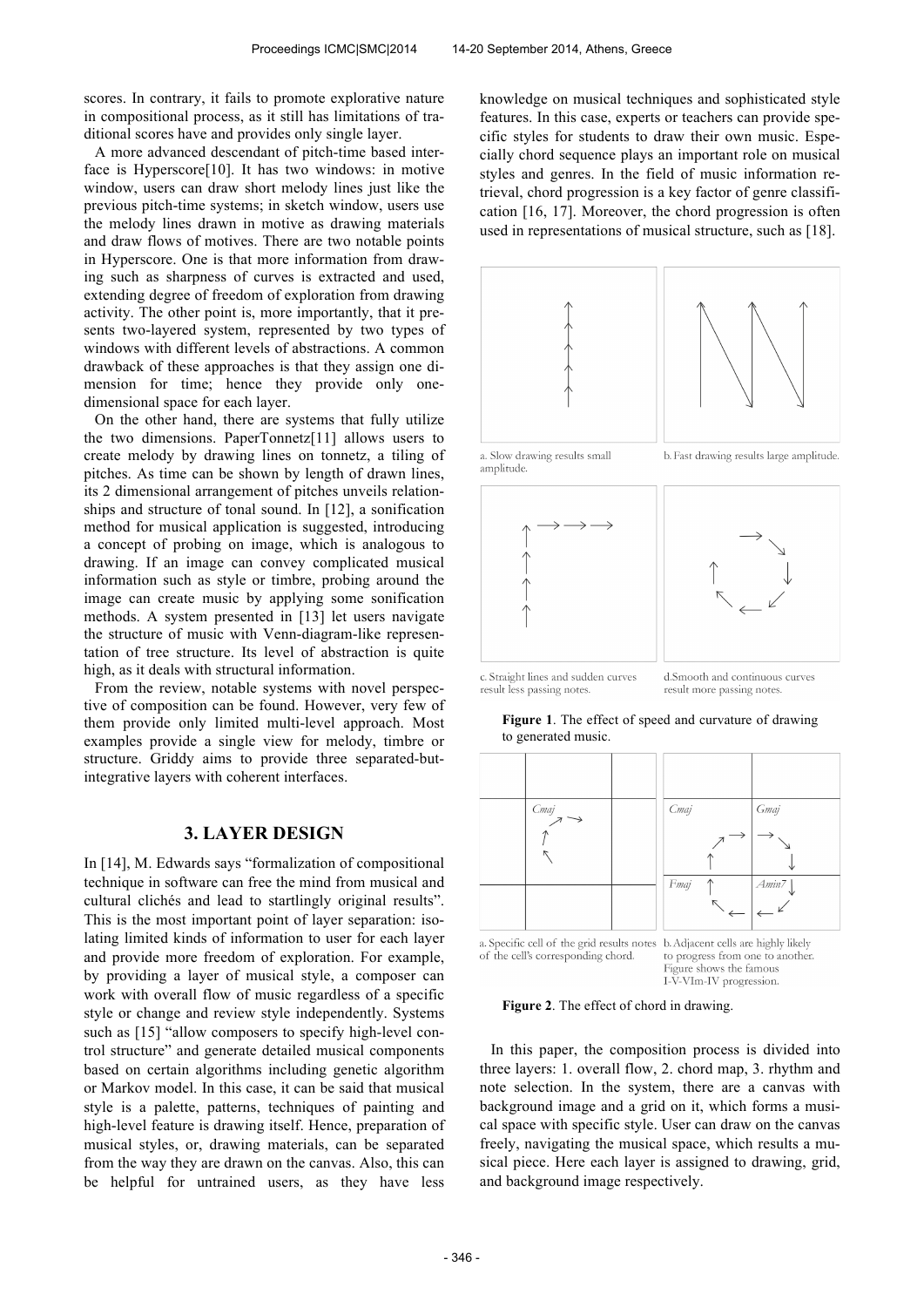scores. In contrary, it fails to promote explorative nature in compositional process, as it still has limitations of traditional scores have and provides only single layer.

A more advanced descendant of pitch-time based interface is Hyperscore[10]. It has two windows: in motive window, users can draw short melody lines just like the previous pitch-time systems; in sketch window, users use the melody lines drawn in motive as drawing materials and draw flows of motives. There are two notable points in Hyperscore. One is that more information from drawing such as sharpness of curves is extracted and used, extending degree of freedom of exploration from drawing activity. The other point is, more importantly, that it presents two-layered system, represented by two types of windows with different levels of abstractions. A common drawback of these approaches is that they assign one dimension for time; hence they provide only one-dimensional space for each layer.

On the other hand, there are systems that fully utilize the two dimensions. PaperTonnetz[11] allows users to create melody by drawing lines on tonnetz, a tiling of pitches. As time can be shown by length of drawn lines, its 2 dimensional arrangement of pitches unveils relationships and structure of tonal sound. In [12], a sonification method for musical application is suggested, introducing a concept of probing on image, which is analogous to drawing. If an image can convey complicated musical information such as style or timbre, probing around the image can create music by applying some sonification methods. A system presented in [13] let users navigate the structure of music with Venn-diagram-like representation of tree structure. Its level of abstraction is quite high, as it deals with structural information.

From the review, notable systems with novel perspective of composition can be found. However, very few of them provide only limited multi-level approach. Most examples provide a single view for melody, timbre or structure. Griddy aims to provide three separated-but-integrative layers with coherent interfaces.

## 3. LAYER DESIGN

In [14], M. Edwards says "formalization of compositional technique in software can free the mind from musical and cultural clichés and lead to startlingly original results". This is the most important point of layer separation: isolating limited kinds of information to user for each layer and provide more freedom of exploration. For example, by providing a layer of musical style, a composer can work with overall flow of music regardless of a specific style or change and review style independently. Systems such as [15] "allow composers to specify high-level control structure" and generate detailed musical components based on certain algorithms including genetic algorithm or Markov model. In this case, it can be said that musical style is a palette, patterns, techniques of painting and high-level feature is drawing itself. Hence, preparation of musical styles, or, drawing materials, can be separated from the way they are drawn on the canvas. Also, this can be helpful for untrained users, as they have less knowledge on musical techniques and sophisticated style features. In this case, experts or teachers can provide specific styles for students to draw their own music. Especially chord sequence plays an important role on musical styles and genres. In the field of music information retrieval, chord progression is a key factor of genre classification [16, 17]. Moreover, the chord progression is often used in representations of musical structure, such as [18].

a. Slow drawing results small amplitude.

b. Fast drawing results large amplitude.

c. Straight lines and sudden curves result less passing notes.

d. Smooth and continuous curves result more passing notes.

**Figure 1**. The effect of speed and curvature of drawing to generated music.

a. Specific cell of the grid results notes of the cell's corresponding chord.

b. Adjacent cells are highly likely to progress from one to another. Figure shows the famous I-V-VIm-IV progression.

**Figure 2**. The effect of chord in drawing.

In this paper, the composition process is divided into three layers: 1. overall flow, 2. chord map, 3. rhythm and note selection. In the system, there are a canvas with background image and a grid on it, which forms a musical space with specific style. User can draw on the canvas freely, navigating the musical space, which results a musical piece. Here each layer is assigned to drawing, grid, and background image respectively.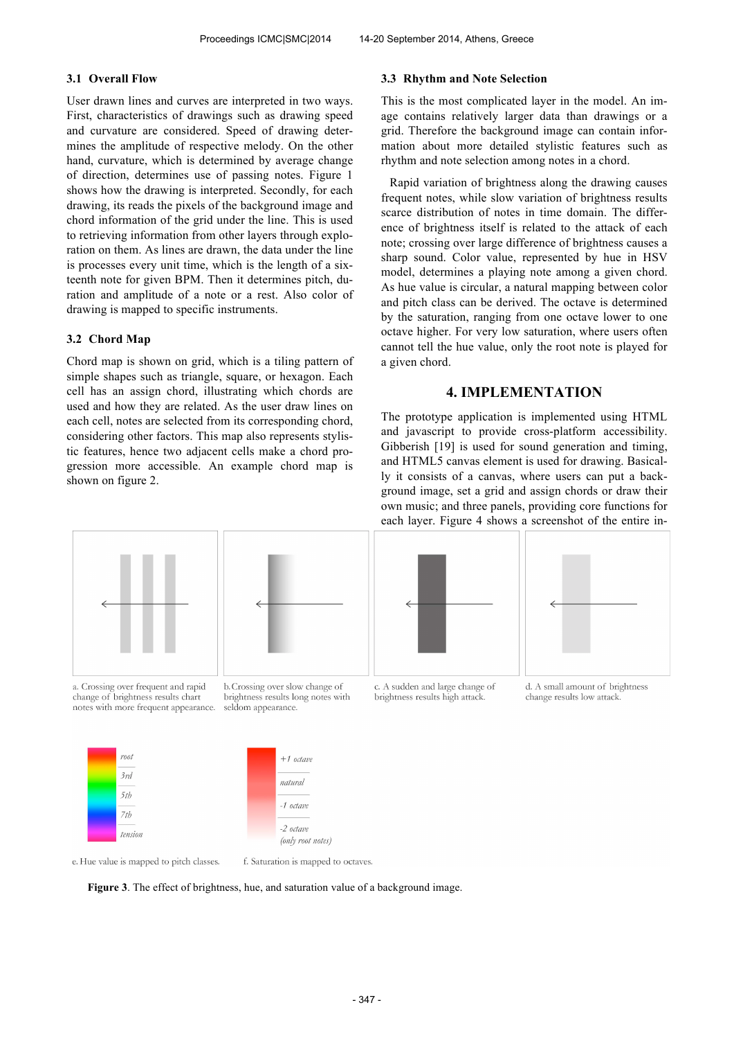### 3.1 Overall Flow

User drawn lines and curves are interpreted in two ways. First, characteristics of drawings such as drawing speed and curvature are considered. Speed of drawing determines the amplitude of respective melody. On the other hand, curvature, which is determined by average change of direction, determines use of passing notes. Figure 1 shows how the drawing is interpreted. Secondly, for each drawing, its reads the pixels of the background image and chord information of the grid under the line. This is used to retrieving information from other layers through exploration on them. As lines are drawn, the data under the line is processes every unit time, which is the length of a sixteenth note for given BPM. Then it determines pitch, duration and amplitude of a note or a rest. Also color of drawing is mapped to specific instruments.

### 3.2 Chord Map

Chord map is shown on grid, which is a tiling pattern of simple shapes such as triangle, square, or hexagon. Each cell has an assign chord, illustrating which chords are used and how they are related. As the user draw lines on each cell, notes are selected from its corresponding chord, considering other factors. This map also represents stylistic features, hence two adjacent cells make a chord progression more accessible. An example chord map is shown on figure 2.

### 3.3 Rhythm and Note Selection

This is the most complicated layer in the model. An image contains relatively larger data than drawings or a grid. Therefore the background image can contain information about more detailed stylistic features such as rhythm and note selection among notes in a chord.

Rapid variation of brightness along the drawing causes frequent notes, while slow variation of brightness results scarce distribution of notes in time domain. The difference of brightness itself is related to the attack of each note; crossing over large difference of brightness causes a sharp sound. Color value, represented by hue in HSV model, determines a playing note among a given chord. As hue value is circular, a natural mapping between color and pitch class can be derived. The octave is determined by the saturation, ranging from one octave lower to one octave higher. For very low saturation, where users often cannot tell the hue value, only the root note is played for a given chord.

## 4. IMPLEMENTATION

The prototype application is implemented using HTML and javascript to provide cross-platform accessibility. Gibberish [19] is used for sound generation and timing, and HTML5 canvas element is used for drawing. Basically it consists of a canvas, where users can put a background image, set a grid and assign chords or draw their own music; and three panels, providing core functions for each layer. Figure 4 shows a screenshot of the entire in-

a. Crossing over frequent and rapid change of brightness results chart notes with more frequent appearance.

b. Crossing over slow change of brightness results long notes with seldom appearance.

c. A sudden and large change of brightness results high attack.

d. A small amount of brightness change results low attack.

e. Hue value is mapped to pitch classes.

f. Saturation is mapped to octaves.

**Figure 3**. The effect of brightness, hue, and saturation value of a background image.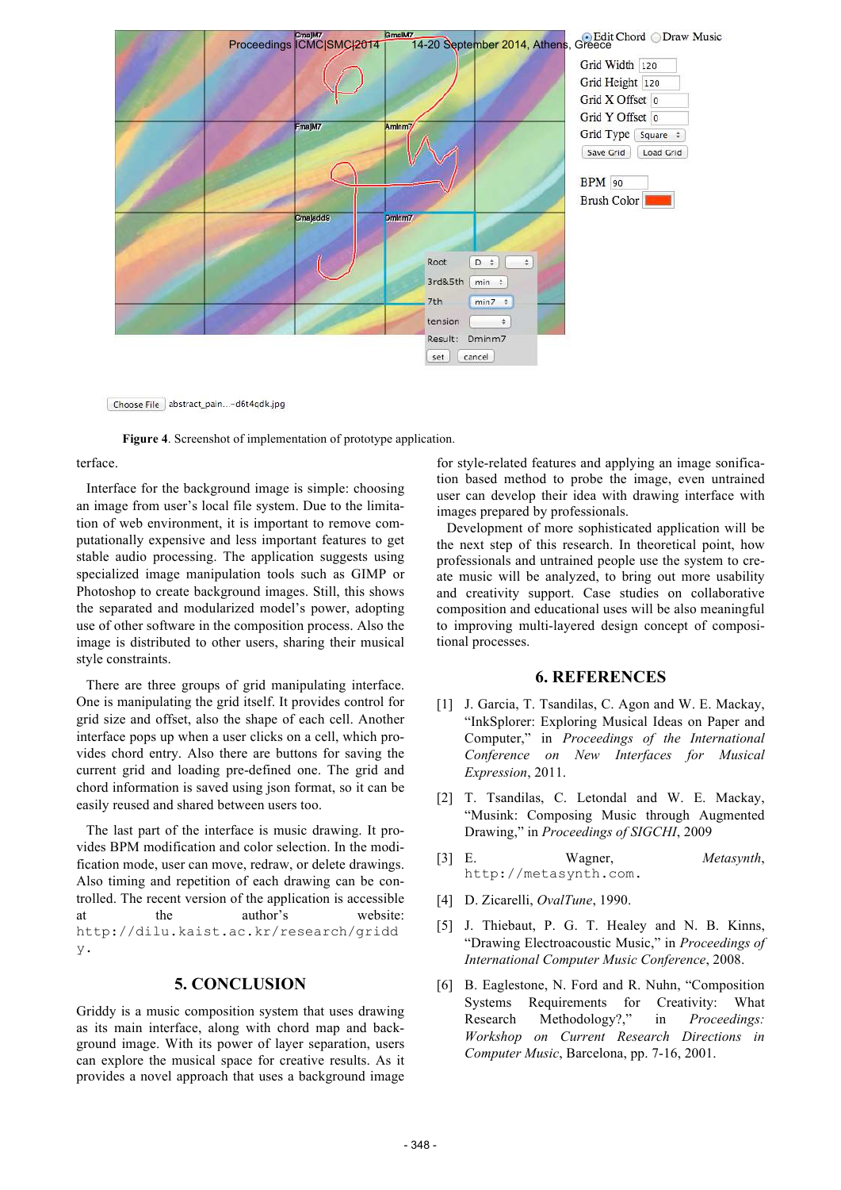**Figure 4**. Screenshot of implementation of prototype application.

terface.

Interface for the background image is simple: choosing an image from user's local file system. Due to the limitation of web environment, it is important to remove computationally expensive and less important features to get stable audio processing. The application suggests using specialized image manipulation tools such as GIMP or Photoshop to create background images. Still, this shows the separated and modularized model's power, adopting use of other software in the composition process. Also the image is distributed to other users, sharing their musical style constraints.

There are three groups of grid manipulating interface. One is manipulating the grid itself. It provides control for grid size and offset, also the shape of each cell. Another interface pops up when a user clicks on a cell, which provides chord entry. Also there are buttons for saving the current grid and loading pre-defined one. The grid and chord information is saved using json format, so it can be easily reused and shared between users too.

The last part of the interface is music drawing. It provides BPM modification and color selection. In the modification mode, user can move, redraw, or delete drawings. Also timing and repetition of each drawing can be controlled. The recent version of the application is accessible at the author's website: `http://dilu.kaist.ac.kr/research/griddy`.

## 5. CONCLUSION

Griddy is a music composition system that uses drawing as its main interface, along with chord map and background image. With its power of layer separation, users can explore the musical space for creative results. As it provides a novel approach that uses a background image for style-related features and applying an image sonification based method to probe the image, even untrained user can develop their idea with drawing interface with images prepared by professionals.

Development of more sophisticated application will be the next step of this research. In theoretical point, how professionals and untrained people use the system to create music will be analyzed, to bring out more usability and creativity support. Case studies on collaborative composition and educational uses will be also meaningful to improving multi-layered design concept of compositional processes.

## 6. REFERENCES

[1] J. Garcia, T. Tsandilas, C. Agon and W. E. Mackay, "InkSplorer: Exploring Musical Ideas on Paper and Computer," in *Proceedings of the International Conference on New Interfaces for Musical Expression*, 2011.

[2] T. Tsandilas, C. Letondal and W. E. Mackay, "Musink: Composing Music through Augmented Drawing," in *Proceedings of SIGCHI*, 2009

[3] E. Wagner, *Metasynth*, `http://metasynth.com.`

[4] D. Zicarelli, *OvalTune*, 1990.

[5] J. Thiebaut, P. G. T. Healey and N. B. Kinns, "Drawing Electroacoustic Music," in *Proceedings of International Computer Music Conference*, 2008.

[6] B. Eaglestone, N. Ford and R. Nuhn, "Composition Systems Requirements for Creativity: What Research Methodology?," in *Proceedings: Workshop on Current Research Directions in Computer Music*, Barcelona, pp. 7-16, 2001.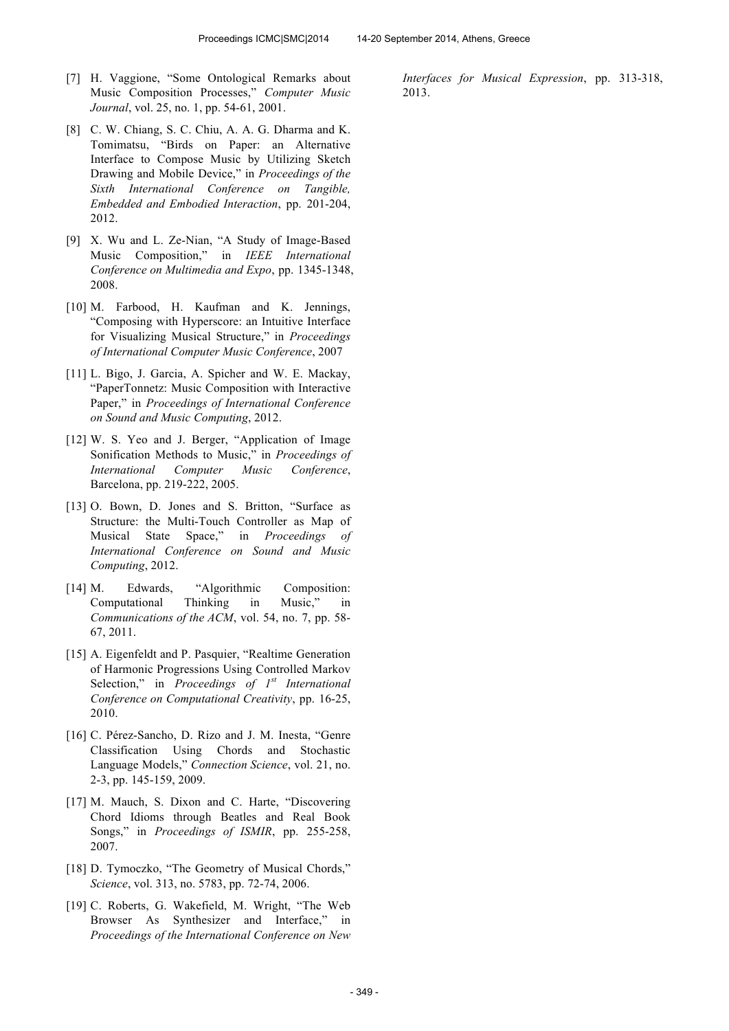[7] H. Vaggione, "Some Ontological Remarks about Music Composition Processes," *Computer Music Journal*, vol. 25, no. 1, pp. 54-61, 2001.

[8] C. W. Chiang, S. C. Chiu, A. A. G. Dharma and K. Tomimatsu, "Birds on Paper: an Alternative Interface to Compose Music by Utilizing Sketch Drawing and Mobile Device," in *Proceedings of the Sixth International Conference on Tangible, Embedded and Embodied Interaction*, pp. 201-204, 2012.

[9] X. Wu and L. Ze-Nian, "A Study of Image-Based Music Composition," in *IEEE International Conference on Multimedia and Expo*, pp. 1345-1348, 2008.

[10] M. Farbood, H. Kaufman and K. Jennings, "Composing with Hyperscore: an Intuitive Interface for Visualizing Musical Structure," in *Proceedings of International Computer Music Conference*, 2007

[11] L. Bigo, J. Garcia, A. Spicher and W. E. Mackay, "PaperTonnetz: Music Composition with Interactive Paper," in *Proceedings of International Conference on Sound and Music Computing*, 2012.

[12] W. S. Yeo and J. Berger, "Application of Image Sonification Methods to Music," in *Proceedings of International Computer Music Conference*, Barcelona, pp. 219-222, 2005.

[13] O. Bown, D. Jones and S. Britton, "Surface as Structure: the Multi-Touch Controller as Map of Musical State Space," in *Proceedings of International Conference on Sound and Music Computing*, 2012.

[14] M. Edwards, "Algorithmic Composition: Computational Thinking in Music," in *Communications of the ACM*, vol. 54, no. 7, pp. 58-67, 2011.

[15] A. Eigenfeldt and P. Pasquier, "Realtime Generation of Harmonic Progressions Using Controlled Markov Selection," in *Proceedings of 1st International Conference on Computational Creativity*, pp. 16-25, 2010.

[16] C. Pérez-Sancho, D. Rizo and J. M. Inesta, "Genre Classification Using Chords and Stochastic Language Models," *Connection Science*, vol. 21, no. 2-3, pp. 145-159, 2009.

[17] M. Mauch, S. Dixon and C. Harte, "Discovering Chord Idioms through Beatles and Real Book Songs," in *Proceedings of ISMIR*, pp. 255-258, 2007.

[18] D. Tymoczko, "The Geometry of Musical Chords," *Science*, vol. 313, no. 5783, pp. 72-74, 2006.

[19] C. Roberts, G. Wakefield, M. Wright, "The Web Browser As Synthesizer and Interface," in *Proceedings of the International Conference on New Interfaces for Musical Expression*, pp. 313-318, 2013.